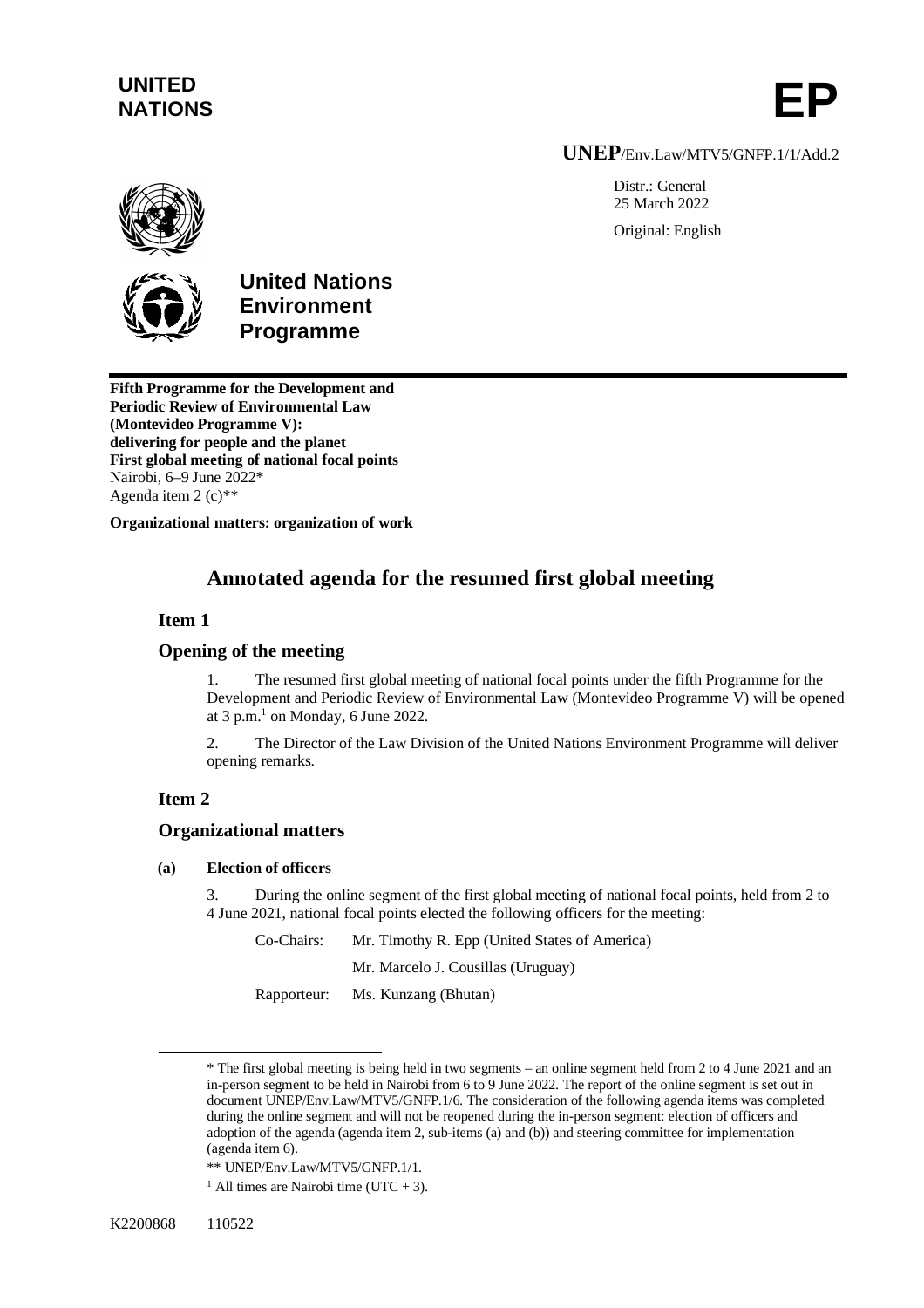**UNITED NATIONS**

**EP**

**UNEP**/Env.Law/MTV5/GNFP.1/1/Add.2

Distr.: General
25 March 2022

Original: English

**United Nations Environment Programme**

**Fifth Programme for the Development and Periodic Review of Environmental Law (Montevideo Programme V): delivering for people and the planet**
**First global meeting of national focal points**
Nairobi, 6–9 June 2022*
Agenda item 2 (c)**

**Organizational matters: organization of work**

# Annotated agenda for the resumed first global meeting

## Item 1

## Opening of the meeting

1. The resumed first global meeting of national focal points under the fifth Programme for the Development and Periodic Review of Environmental Law (Montevideo Programme V) will be opened at 3 p.m.[1] on Monday, 6 June 2022.

2. The Director of the Law Division of the United Nations Environment Programme will deliver opening remarks.

## Item 2

## Organizational matters

### (a) Election of officers

3. During the online segment of the first global meeting of national focal points, held from 2 to 4 June 2021, national focal points elected the following officers for the meeting:

Co-Chairs: Mr. Timothy R. Epp (United States of America)

Mr. Marcelo J. Cousillas (Uruguay)

Rapporteur: Ms. Kunzang (Bhutan)

---

\* The first global meeting is being held in two segments – an online segment held from 2 to 4 June 2021 and an in-person segment to be held in Nairobi from 6 to 9 June 2022. The report of the online segment is set out in document UNEP/Env.Law/MTV5/GNFP.1/6. The consideration of the following agenda items was completed during the online segment and will not be reopened during the in-person segment: election of officers and adoption of the agenda (agenda item 2, sub-items (a) and (b)) and steering committee for implementation (agenda item 6).

\*\* UNEP/Env.Law/MTV5/GNFP.1/1.

[1] All times are Nairobi time (UTC + 3).

K2200868 110522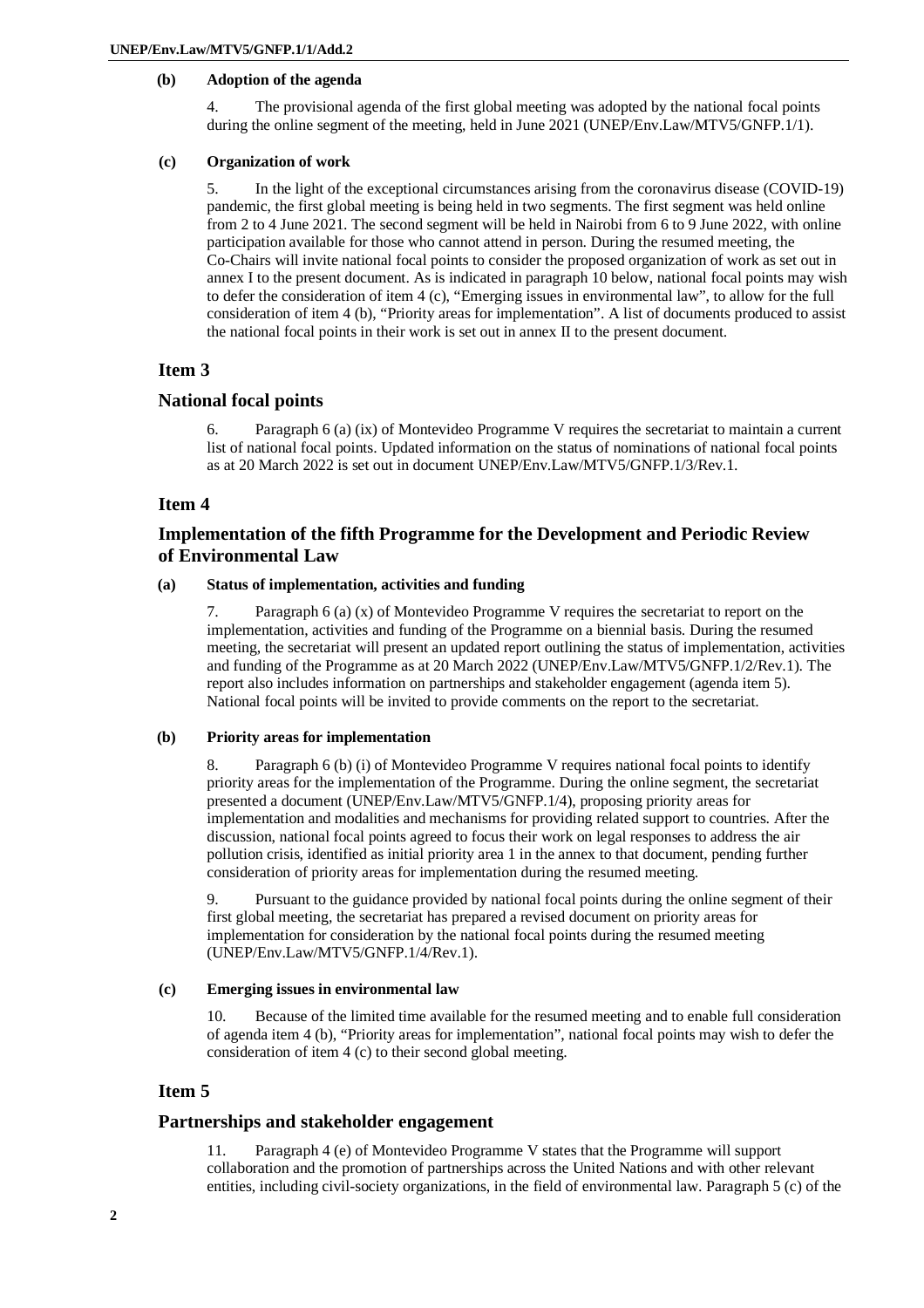### (b) Adoption of the agenda

4. The provisional agenda of the first global meeting was adopted by the national focal points during the online segment of the meeting, held in June 2021 (UNEP/Env.Law/MTV5/GNFP.1/1).

### (c) Organization of work

5. In the light of the exceptional circumstances arising from the coronavirus disease (COVID-19) pandemic, the first global meeting is being held in two segments. The first segment was held online from 2 to 4 June 2021. The second segment will be held in Nairobi from 6 to 9 June 2022, with online participation available for those who cannot attend in person. During the resumed meeting, the Co-Chairs will invite national focal points to consider the proposed organization of work as set out in annex I to the present document. As is indicated in paragraph 10 below, national focal points may wish to defer the consideration of item 4 (c), "Emerging issues in environmental law", to allow for the full consideration of item 4 (b), "Priority areas for implementation". A list of documents produced to assist the national focal points in their work is set out in annex II to the present document.

## Item 3

## National focal points

6. Paragraph 6 (a) (ix) of Montevideo Programme V requires the secretariat to maintain a current list of national focal points. Updated information on the status of nominations of national focal points as at 20 March 2022 is set out in document UNEP/Env.Law/MTV5/GNFP.1/3/Rev.1.

## Item 4

## Implementation of the fifth Programme for the Development and Periodic Review of Environmental Law

### (a) Status of implementation, activities and funding

7. Paragraph 6 (a) (x) of Montevideo Programme V requires the secretariat to report on the implementation, activities and funding of the Programme on a biennial basis. During the resumed meeting, the secretariat will present an updated report outlining the status of implementation, activities and funding of the Programme as at 20 March 2022 (UNEP/Env.Law/MTV5/GNFP.1/2/Rev.1). The report also includes information on partnerships and stakeholder engagement (agenda item 5). National focal points will be invited to provide comments on the report to the secretariat.

### (b) Priority areas for implementation

8. Paragraph 6 (b) (i) of Montevideo Programme V requires national focal points to identify priority areas for the implementation of the Programme. During the online segment, the secretariat presented a document (UNEP/Env.Law/MTV5/GNFP.1/4), proposing priority areas for implementation and modalities and mechanisms for providing related support to countries. After the discussion, national focal points agreed to focus their work on legal responses to address the air pollution crisis, identified as initial priority area 1 in the annex to that document, pending further consideration of priority areas for implementation during the resumed meeting.

9. Pursuant to the guidance provided by national focal points during the online segment of their first global meeting, the secretariat has prepared a revised document on priority areas for implementation for consideration by the national focal points during the resumed meeting (UNEP/Env.Law/MTV5/GNFP.1/4/Rev.1).

### (c) Emerging issues in environmental law

10. Because of the limited time available for the resumed meeting and to enable full consideration of agenda item 4 (b), "Priority areas for implementation", national focal points may wish to defer the consideration of item 4 (c) to their second global meeting.

## Item 5

## Partnerships and stakeholder engagement

11. Paragraph 4 (e) of Montevideo Programme V states that the Programme will support collaboration and the promotion of partnerships across the United Nations and with other relevant entities, including civil-society organizations, in the field of environmental law. Paragraph 5 (c) of the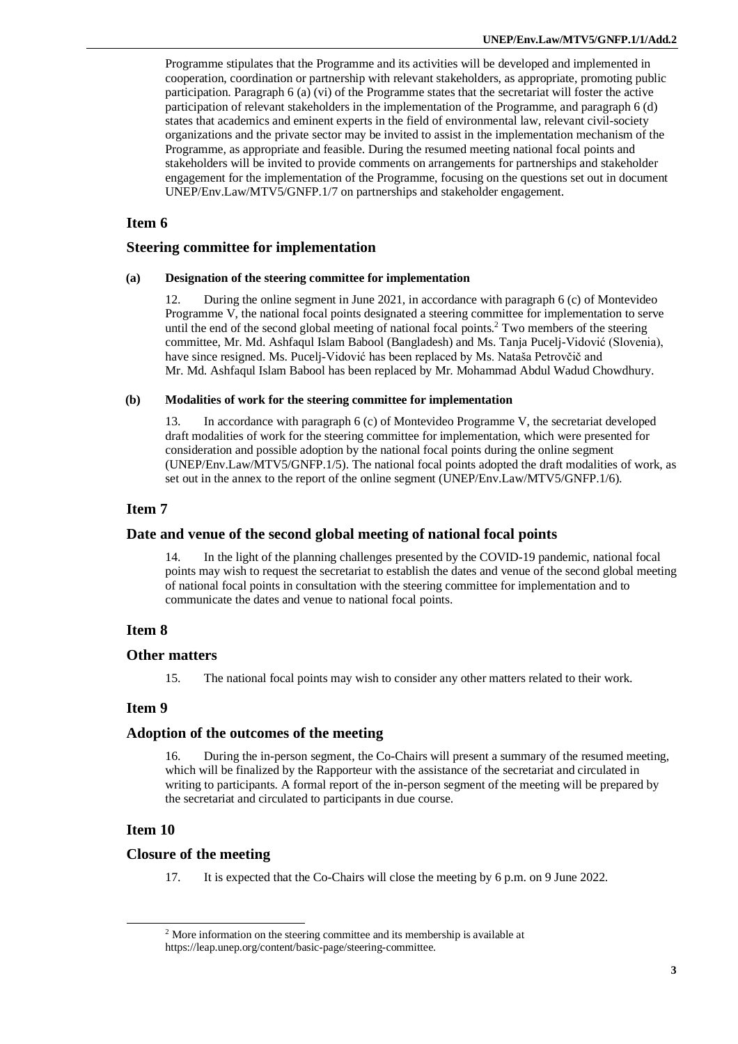Programme stipulates that the Programme and its activities will be developed and implemented in cooperation, coordination or partnership with relevant stakeholders, as appropriate, promoting public participation. Paragraph 6 (a) (vi) of the Programme states that the secretariat will foster the active participation of relevant stakeholders in the implementation of the Programme, and paragraph 6 (d) states that academics and eminent experts in the field of environmental law, relevant civil-society organizations and the private sector may be invited to assist in the implementation mechanism of the Programme, as appropriate and feasible. During the resumed meeting national focal points and stakeholders will be invited to provide comments on arrangements for partnerships and stakeholder engagement for the implementation of the Programme, focusing on the questions set out in document UNEP/Env.Law/MTV5/GNFP.1/7 on partnerships and stakeholder engagement.

## Item 6

## Steering committee for implementation

#### (a) Designation of the steering committee for implementation

12. During the online segment in June 2021, in accordance with paragraph 6 (c) of Montevideo Programme V, the national focal points designated a steering committee for implementation to serve until the end of the second global meeting of national focal points.[2] Two members of the steering committee, Mr. Md. Ashfaqul Islam Babool (Bangladesh) and Ms. Tanja Pucelj-Vidović (Slovenia), have since resigned. Ms. Pucelj-Vidović has been replaced by Ms. Nataša Petrovčič and Mr. Md. Ashfaqul Islam Babool has been replaced by Mr. Mohammad Abdul Wadud Chowdhury.

#### (b) Modalities of work for the steering committee for implementation

13. In accordance with paragraph 6 (c) of Montevideo Programme V, the secretariat developed draft modalities of work for the steering committee for implementation, which were presented for consideration and possible adoption by the national focal points during the online segment (UNEP/Env.Law/MTV5/GNFP.1/5). The national focal points adopted the draft modalities of work, as set out in the annex to the report of the online segment (UNEP/Env.Law/MTV5/GNFP.1/6).

## Item 7

## Date and venue of the second global meeting of national focal points

14. In the light of the planning challenges presented by the COVID-19 pandemic, national focal points may wish to request the secretariat to establish the dates and venue of the second global meeting of national focal points in consultation with the steering committee for implementation and to communicate the dates and venue to national focal points.

## Item 8

## Other matters

15. The national focal points may wish to consider any other matters related to their work.

## Item 9

## Adoption of the outcomes of the meeting

16. During the in-person segment, the Co-Chairs will present a summary of the resumed meeting, which will be finalized by the Rapporteur with the assistance of the secretariat and circulated in writing to participants. A formal report of the in-person segment of the meeting will be prepared by the secretariat and circulated to participants in due course.

## Item 10

## Closure of the meeting

17. It is expected that the Co-Chairs will close the meeting by 6 p.m. on 9 June 2022.

---

[2] More information on the steering committee and its membership is available at https://leap.unep.org/content/basic-page/steering-committee.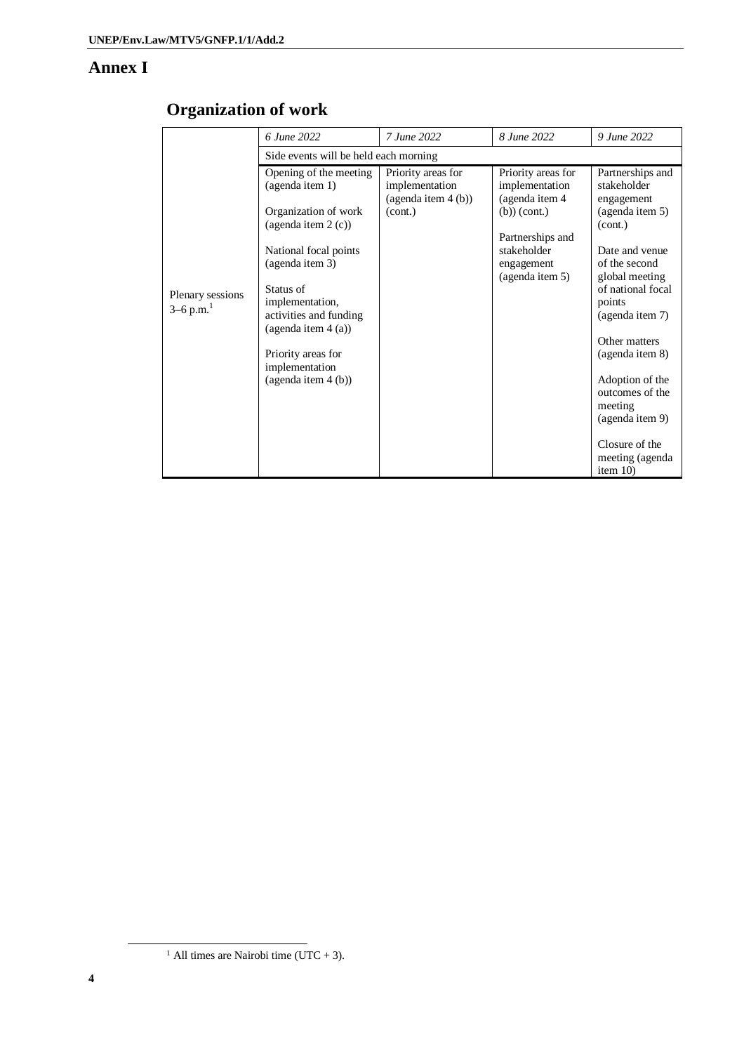# Annex I

## Organization of work

| | *6 June 2022* | *7 June 2022* | *8 June 2022* | *9 June 2022* |
|---|---|---|---|---|
| | Side events will be held each morning | | | |
| Plenary sessions 3–6 p.m.[1] | Opening of the meeting (agenda item 1)<br><br>Organization of work (agenda item 2 (c))<br><br>National focal points (agenda item 3)<br><br>Status of implementation, activities and funding (agenda item 4 (a))<br><br>Priority areas for implementation (agenda item 4 (b)) | Priority areas for implementation (agenda item 4 (b)) (cont.) | Priority areas for implementation (agenda item 4 (b)) (cont.)<br><br>Partnerships and stakeholder engagement (agenda item 5) | Partnerships and stakeholder engagement (agenda item 5) (cont.)<br><br>Date and venue of the second global meeting of national focal points (agenda item 7)<br><br>Other matters (agenda item 8)<br><br>Adoption of the outcomes of the meeting (agenda item 9)<br><br>Closure of the meeting (agenda item 10) |

[1] All times are Nairobi time (UTC + 3).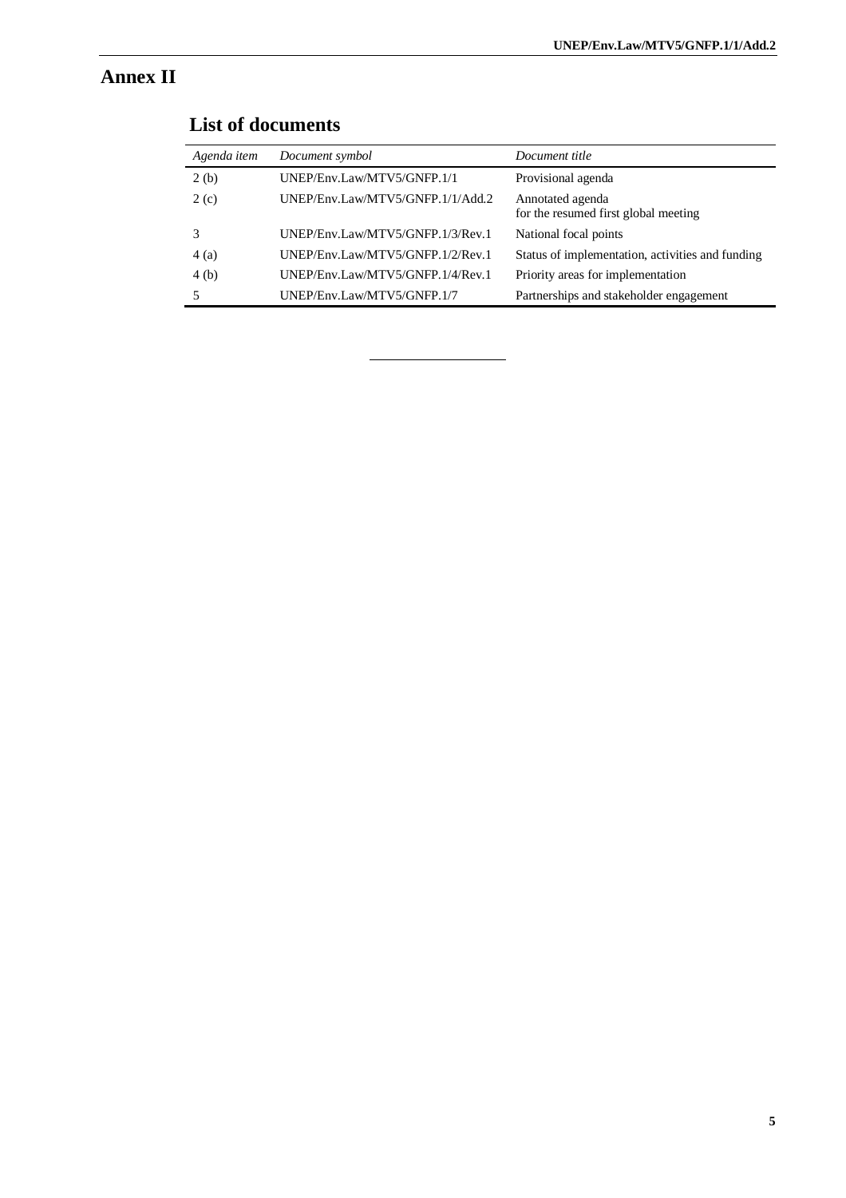# Annex II

## List of documents

| *Agenda item* | *Document symbol* | *Document title* |
|---|---|---|
| 2 (b) | UNEP/Env.Law/MTV5/GNFP.1/1 | Provisional agenda |
| 2 (c) | UNEP/Env.Law/MTV5/GNFP.1/1/Add.2 | Annotated agenda for the resumed first global meeting |
| 3 | UNEP/Env.Law/MTV5/GNFP.1/3/Rev.1 | National focal points |
| 4 (a) | UNEP/Env.Law/MTV5/GNFP.1/2/Rev.1 | Status of implementation, activities and funding |
| 4 (b) | UNEP/Env.Law/MTV5/GNFP.1/4/Rev.1 | Priority areas for implementation |
| 5 | UNEP/Env.Law/MTV5/GNFP.1/7 | Partnerships and stakeholder engagement |